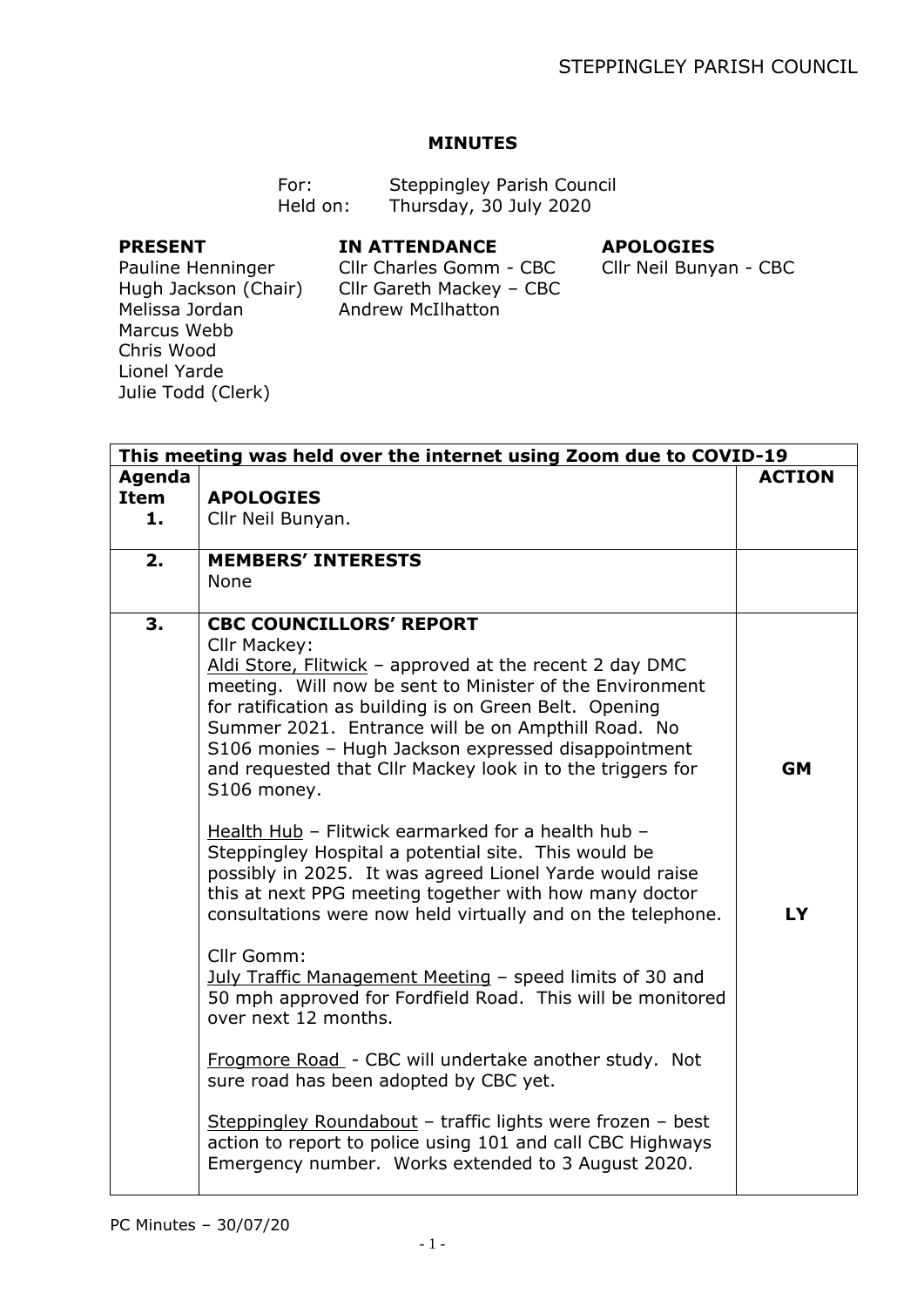**MINUTES**

For: Steppingley Parish Council
Held on: Thursday, 30 July 2020

| PRESENT | IN ATTENDANCE | APOLOGIES |
|---|---|---|
| Pauline Henninger | Cllr Charles Gomm - CBC | Cllr Neil Bunyan - CBC |
| Hugh Jackson (Chair) | Cllr Gareth Mackey – CBC | |
| Melissa Jordan | Andrew McIlhatton | |
| Marcus Webb | | |
| Chris Wood | | |
| Lionel Yarde | | |
| Julie Todd (Clerk) | | |

| This meeting was held over the internet using Zoom due to COVID-19 | | |
|---|---|---|
| **Agenda Item 1.** | **APOLOGIES**<br>Cllr Neil Bunyan. | **ACTION** |
| **2.** | **MEMBERS' INTERESTS**<br>None | |
| **3.** | **CBC COUNCILLORS' REPORT**<br>Cllr Mackey:<br>Aldi Store, Flitwick – approved at the recent 2 day DMC meeting. Will now be sent to Minister of the Environment for ratification as building is on Green Belt. Opening Summer 2021. Entrance will be on Ampthill Road. No S106 monies – Hugh Jackson expressed disappointment and requested that Cllr Mackey look in to the triggers for S106 money. | **GM** |
| | Health Hub – Flitwick earmarked for a health hub – Steppingley Hospital a potential site. This would be possibly in 2025. It was agreed Lionel Yarde would raise this at next PPG meeting together with how many doctor consultations were now held virtually and on the telephone. | **LY** |
| | Cllr Gomm:<br>July Traffic Management Meeting – speed limits of 30 and 50 mph approved for Fordfield Road. This will be monitored over next 12 months.<br><br>Frogmore Road - CBC will undertake another study. Not sure road has been adopted by CBC yet.<br><br>Steppingley Roundabout – traffic lights were frozen – best action to report to police using 101 and call CBC Highways Emergency number. Works extended to 3 August 2020. | |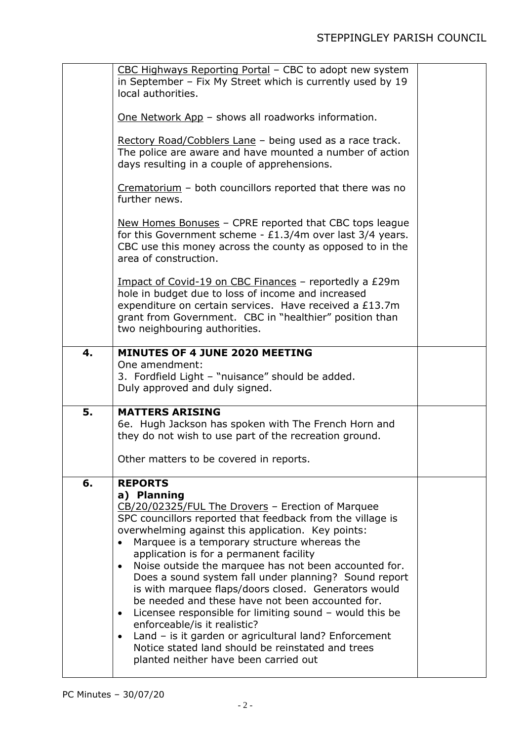| | | |
|---|---|---|
| | CBC Highways Reporting Portal – CBC to adopt new system in September – Fix My Street which is currently used by 19 local authorities.<br><br>One Network App – shows all roadworks information.<br><br>Rectory Road/Cobblers Lane – being used as a race track. The police are aware and have mounted a number of action days resulting in a couple of apprehensions.<br><br>Crematorium – both councillors reported that there was no further news.<br><br>New Homes Bonuses – CPRE reported that CBC tops league for this Government scheme - £1.3/4m over last 3/4 years. CBC use this money across the county as opposed to in the area of construction.<br><br>Impact of Covid-19 on CBC Finances – reportedly a £29m hole in budget due to loss of income and increased expenditure on certain services. Have received a £13.7m grant from Government. CBC in "healthier" position than two neighbouring authorities. | |
| **4.** | **MINUTES OF 4 JUNE 2020 MEETING**<br>One amendment:<br>3. Fordfield Light – "nuisance" should be added.<br>Duly approved and duly signed. | |
| **5.** | **MATTERS ARISING**<br>6e. Hugh Jackson has spoken with The French Horn and they do not wish to use part of the recreation ground.<br><br>Other matters to be covered in reports. | |
| **6.** | **REPORTS**<br>**a) Planning**<br>CB/20/02325/FUL The Drovers – Erection of Marquee<br>SPC councillors reported that feedback from the village is overwhelming against this application. Key points:<br>• Marquee is a temporary structure whereas the application is for a permanent facility<br>• Noise outside the marquee has not been accounted for. Does a sound system fall under planning? Sound report is with marquee flaps/doors closed. Generators would be needed and these have not been accounted for.<br>• Licensee responsible for limiting sound – would this be enforceable/is it realistic?<br>• Land – is it garden or agricultural land? Enforcement Notice stated land should be reinstated and trees planted neither have been carried out | |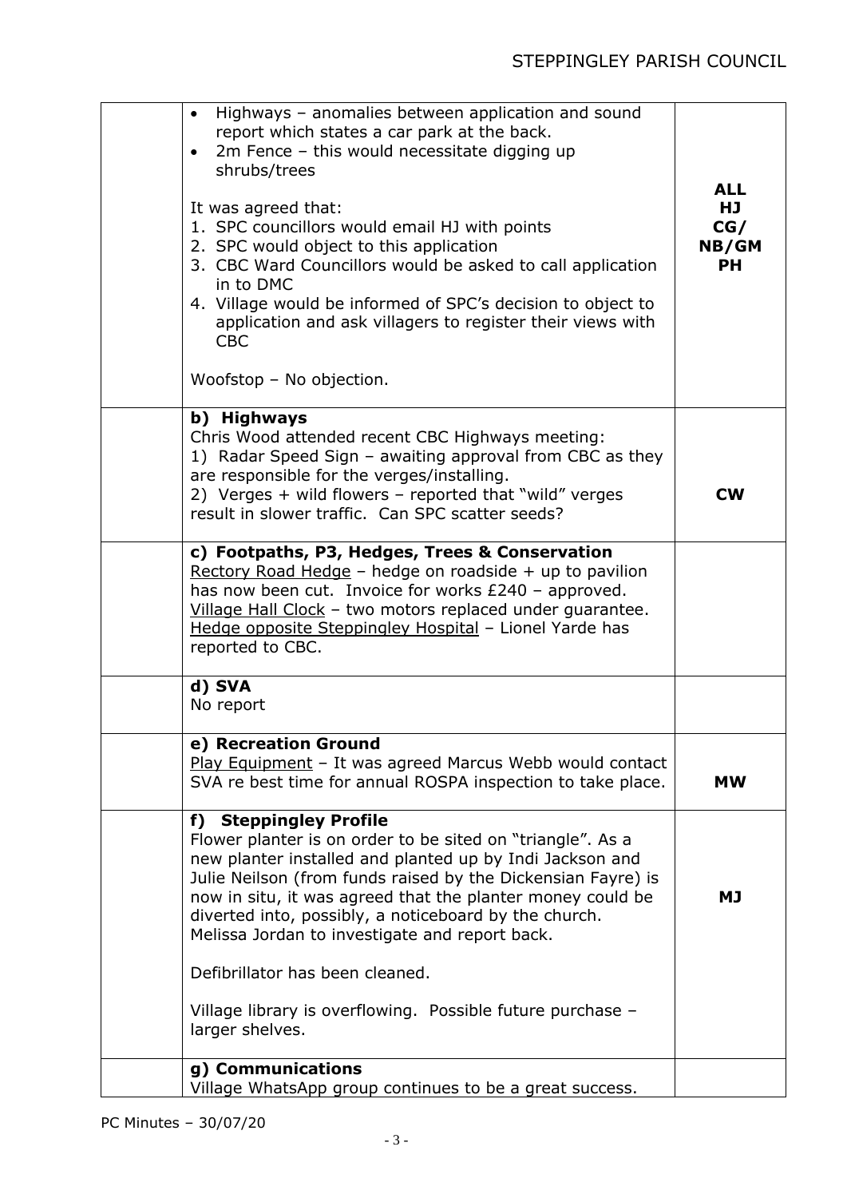| | Content | Action |
|---|---|---|
| | • Highways – anomalies between application and sound report which states a car park at the back.<br>• 2m Fence – this would necessitate digging up shrubs/trees<br><br>It was agreed that:<br>1. SPC councillors would email HJ with points<br>2. SPC would object to this application<br>3. CBC Ward Councillors would be asked to call application in to DMC<br>4. Village would be informed of SPC's decision to object to application and ask villagers to register their views with CBC<br><br>Woofstop – No objection. | **ALL**<br>**HJ**<br>**CG/ NB/GM**<br>**PH** |
| | **b) Highways**<br>Chris Wood attended recent CBC Highways meeting:<br>1) Radar Speed Sign – awaiting approval from CBC as they are responsible for the verges/installing.<br>2) Verges + wild flowers – reported that "wild" verges result in slower traffic. Can SPC scatter seeds? | **CW** |
| | **c) Footpaths, P3, Hedges, Trees & Conservation**<br>Rectory Road Hedge – hedge on roadside + up to pavilion has now been cut. Invoice for works £240 – approved.<br>Village Hall Clock – two motors replaced under guarantee.<br>Hedge opposite Steppingley Hospital – Lionel Yarde has reported to CBC. | |
| | **d) SVA**<br>No report | |
| | **e) Recreation Ground**<br>Play Equipment – It was agreed Marcus Webb would contact SVA re best time for annual ROSPA inspection to take place. | **MW** |
| | **f) Steppingley Profile**<br>Flower planter is on order to be sited on "triangle". As a new planter installed and planted up by Indi Jackson and Julie Neilson (from funds raised by the Dickensian Fayre) is now in situ, it was agreed that the planter money could be diverted into, possibly, a noticeboard by the church. Melissa Jordan to investigate and report back.<br><br>Defibrillator has been cleaned.<br><br>Village library is overflowing. Possible future purchase – larger shelves. | **MJ** |
| | **g) Communications**<br>Village WhatsApp group continues to be a great success. | |

PC Minutes – 30/07/20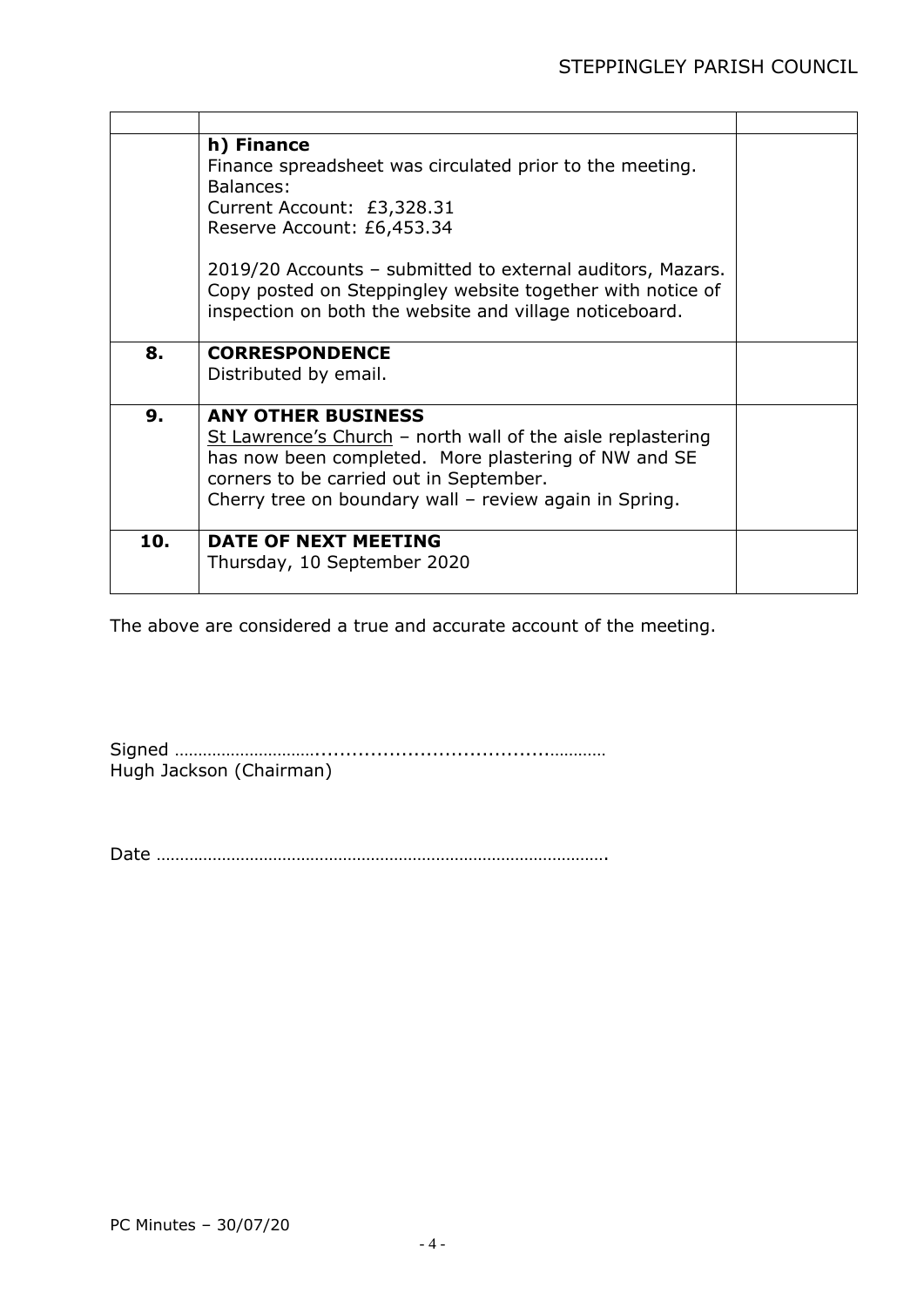| | | |
|---|---|---|
| | | |
| | **h) Finance**<br>Finance spreadsheet was circulated prior to the meeting.<br>Balances:<br>Current Account: £3,328.31<br>Reserve Account: £6,453.34<br><br>2019/20 Accounts – submitted to external auditors, Mazars. Copy posted on Steppingley website together with notice of inspection on both the website and village noticeboard. | |
| **8.** | **CORRESPONDENCE**<br>Distributed by email. | |
| **9.** | **ANY OTHER BUSINESS**<br>St Lawrence's Church – north wall of the aisle replastering has now been completed. More plastering of NW and SE corners to be carried out in September.<br>Cherry tree on boundary wall – review again in Spring. | |
| **10.** | **DATE OF NEXT MEETING**<br>Thursday, 10 September 2020 | |

The above are considered a true and accurate account of the meeting.

Signed ………………………..........................................…………
Hugh Jackson (Chairman)

Date …………………………………………………………………………………….

PC Minutes – 30/07/20